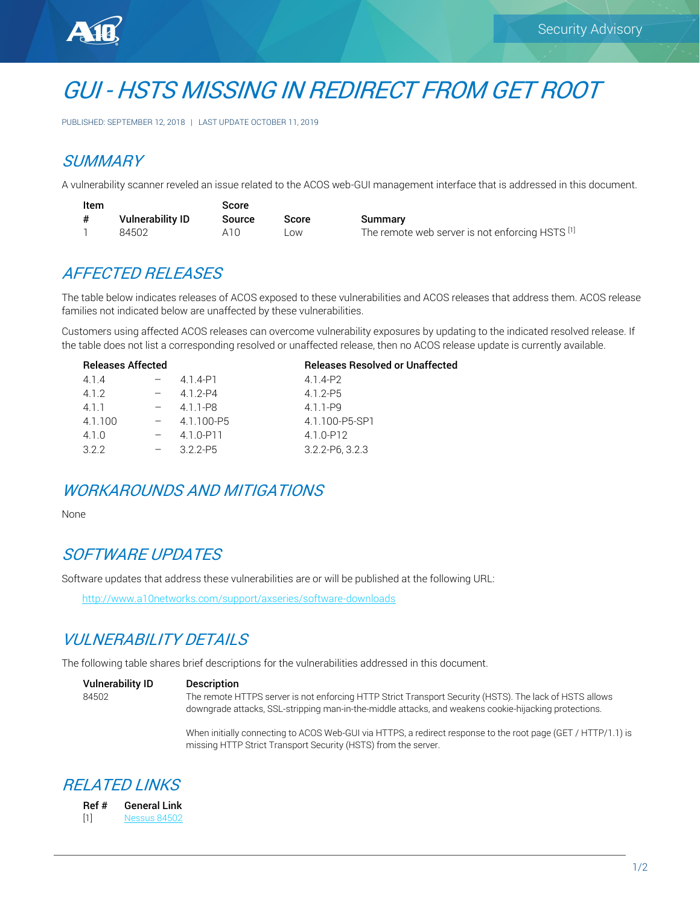# GUI - HSTS MISSING IN REDIRECT FROM GET ROOT

PUBLISHED: SEPTEMBER 12, 2018 | LAST UPDATE OCTOBER 11, 2019

## SUMMARY

A vulnerability scanner reveled an issue related to the ACOS web-GUI management interface that is addressed in this document.

| Item # | Vulnerability ID | Score Source | Score | Summary |
|---|---|---|---|---|
| 1 | 84502 | A10 | Low | The remote web server is not enforcing HSTS [1] |

## AFFECTED RELEASES

The table below indicates releases of ACOS exposed to these vulnerabilities and ACOS releases that address them. ACOS release families not indicated below are unaffected by these vulnerabilities.

Customers using affected ACOS releases can overcome vulnerability exposures by updating to the indicated resolved release. If the table does not list a corresponding resolved or unaffected release, then no ACOS release update is currently available.

| Releases Affected | | | Releases Resolved or Unaffected |
|---|---|---|---|
| 4.1.4 | – | 4.1.4-P1 | 4.1.4-P2 |
| 4.1.2 | – | 4.1.2-P4 | 4.1.2-P5 |
| 4.1.1 | – | 4.1.1-P8 | 4.1.1-P9 |
| 4.1.100 | – | 4.1.100-P5 | 4.1.100-P5-SP1 |
| 4.1.0 | – | 4.1.0-P11 | 4.1.0-P12 |
| 3.2.2 | – | 3.2.2-P5 | 3.2.2-P6, 3.2.3 |

## WORKAROUNDS AND MITIGATIONS

None

## SOFTWARE UPDATES

Software updates that address these vulnerabilities are or will be published at the following URL:

http://www.a10networks.com/support/axseries/software-downloads

## VULNERABILITY DETAILS

The following table shares brief descriptions for the vulnerabilities addressed in this document.

| Vulnerability ID | Description |
|---|---|
| 84502 | The remote HTTPS server is not enforcing HTTP Strict Transport Security (HSTS). The lack of HSTS allows downgrade attacks, SSL-stripping man-in-the-middle attacks, and weakens cookie-hijacking protections.<br><br>When initially connecting to ACOS Web-GUI via HTTPS, a redirect response to the root page (GET / HTTP/1.1) is missing HTTP Strict Transport Security (HSTS) from the server. |

## RELATED LINKS

| Ref # | General Link |
|---|---|
| [1] | Nessus 84502 |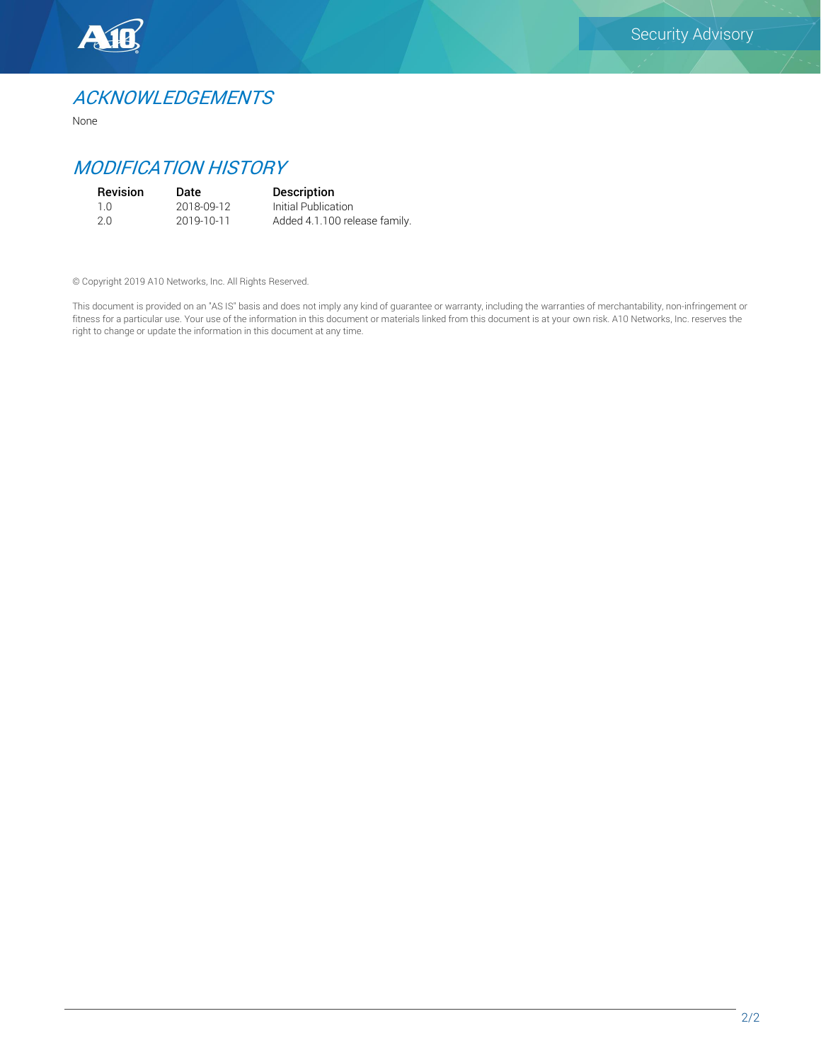## ACKNOWLEDGEMENTS

None

## MODIFICATION HISTORY

| Revision | Date | Description |
|---|---|---|
| 1.0 | 2018-09-12 | Initial Publication |
| 2.0 | 2019-10-11 | Added 4.1.100 release family. |

© Copyright 2019 A10 Networks, Inc. All Rights Reserved.

This document is provided on an "AS IS" basis and does not imply any kind of guarantee or warranty, including the warranties of merchantability, non-infringement or fitness for a particular use. Your use of the information in this document or materials linked from this document is at your own risk. A10 Networks, Inc. reserves the right to change or update the information in this document at any time.